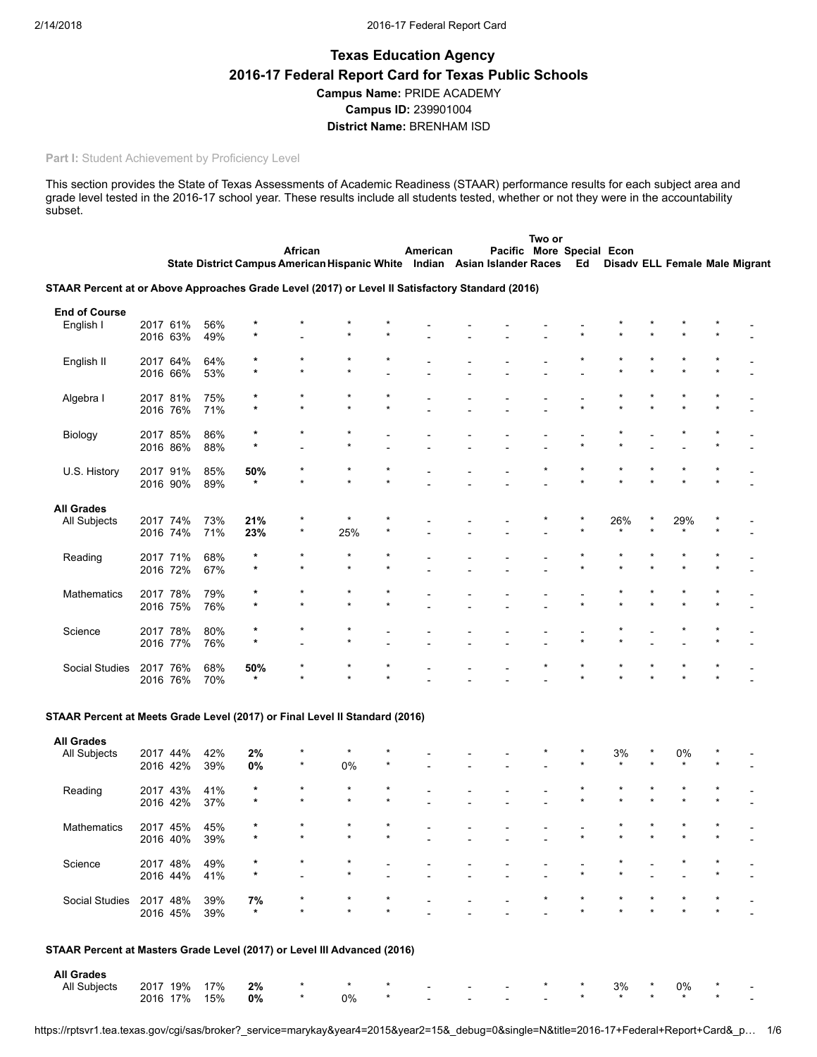# Texas Education Agency

## 2016-17 Federal Report Card for Texas Public Schools

**Campus Name:** PRIDE ACADEMY

**Campus ID:** 239901004

**District Name:** BRENHAM ISD

**Part I:** Student Achievement by Proficiency Level

This section provides the State of Texas Assessments of Academic Readiness (STAAR) performance results for each subject area and grade level tested in the 2016-17 school year. These results include all students tested, whether or not they were in the accountability subset.

| | | State | District | Campus | African American | Hispanic | White | American Indian | Asian | Pacific Islander | Two or More Races | Special Ed | Econ Disadv | ELL | Female | Male | Migrant |
|---|---|---|---|---|---|---|---|---|---|---|---|---|---|---|---|---|---|
| **STAAR Percent at or Above Approaches Grade Level (2017) or Level II Satisfactory Standard (2016)** | | | | | | | | | | | | | | | | | |
| **End of Course** | | | | | | | | | | | | | | | | | |
| English I | 2017 | 61% | 56% | * | * | * | * | - | - | - | - | - | * | * | * | * | - |
| | 2016 | 63% | 49% | * | - | * | * | - | - | - | - | * | * | * | * | * | - |
| English II | 2017 | 64% | 64% | * | * | * | * | - | - | - | - | * | * | * | * | * | - |
| | 2016 | 66% | 53% | * | * | * | - | - | - | - | - | - | * | * | * | * | - |
| Algebra I | 2017 | 81% | 75% | * | * | * | * | - | - | - | - | - | * | * | * | * | - |
| | 2016 | 76% | 71% | * | * | * | * | - | - | - | - | * | * | * | * | * | - |
| Biology | 2017 | 85% | 86% | * | * | * | - | - | - | - | - | - | * | - | * | * | - |
| | 2016 | 86% | 88% | * | - | * | - | - | - | - | - | * | * | - | - | * | - |
| U.S. History | 2017 | 91% | 85% | **50%** | * | * | * | - | - | - | * | * | * | * | * | * | - |
| | 2016 | 90% | 89% | * | * | * | * | - | - | - | - | * | * | * | * | * | - |
| **All Grades** | | | | | | | | | | | | | | | | | |
| All Subjects | 2017 | 74% | 73% | **21%** | * | * | * | - | - | - | * | * | 26% | * | 29% | * | - |
| | 2016 | 74% | 71% | **23%** | * | 25% | * | - | - | - | - | * | * | * | * | * | - |
| Reading | 2017 | 71% | 68% | * | * | * | * | - | - | - | - | * | * | * | * | * | - |
| | 2016 | 72% | 67% | * | * | * | * | - | - | - | - | * | * | * | * | * | - |
| Mathematics | 2017 | 78% | 79% | * | * | * | * | - | - | - | - | - | * | * | * | * | - |
| | 2016 | 75% | 76% | * | * | * | * | - | - | - | - | * | * | * | * | * | - |
| Science | 2017 | 78% | 80% | * | * | * | - | - | - | - | - | - | * | - | * | * | - |
| | 2016 | 77% | 76% | * | - | * | - | - | - | - | - | * | * | - | - | * | - |
| Social Studies | 2017 | 76% | 68% | **50%** | * | * | * | - | - | - | * | * | * | * | * | * | - |
| | 2016 | 76% | 70% | * | * | * | * | - | - | - | - | * | * | * | * | * | - |
| **STAAR Percent at Meets Grade Level (2017) or Final Level II Standard (2016)** | | | | | | | | | | | | | | | | | |
| **All Grades** | | | | | | | | | | | | | | | | | |
| All Subjects | 2017 | 44% | 42% | **2%** | * | * | * | - | - | - | * | * | 3% | * | 0% | * | - |
| | 2016 | 42% | 39% | **0%** | * | 0% | * | - | - | - | - | * | * | * | * | * | - |
| Reading | 2017 | 43% | 41% | * | * | * | * | - | - | - | - | * | * | * | * | * | - |
| | 2016 | 42% | 37% | * | * | * | * | - | - | - | - | * | * | * | * | * | - |
| Mathematics | 2017 | 45% | 45% | * | * | * | * | - | - | - | - | - | * | * | * | * | - |
| | 2016 | 40% | 39% | * | * | * | * | - | - | - | - | * | * | * | * | * | - |
| Science | 2017 | 48% | 49% | * | * | * | - | - | - | - | - | - | * | - | * | * | - |
| | 2016 | 44% | 41% | * | - | * | - | - | - | - | - | * | * | - | - | * | - |
| Social Studies | 2017 | 48% | 39% | **7%** | * | * | * | - | - | - | * | * | * | * | * | * | - |
| | 2016 | 45% | 39% | * | * | * | * | - | - | - | - | * | * | * | * | * | - |
| **STAAR Percent at Masters Grade Level (2017) or Level III Advanced (2016)** | | | | | | | | | | | | | | | | | |
| **All Grades** | | | | | | | | | | | | | | | | | |
| All Subjects | 2017 | 19% | 17% | **2%** | * | * | * | - | - | - | * | * | 3% | * | 0% | * | - |
| | 2016 | 17% | 15% | **0%** | * | 0% | * | - | - | - | - | * | * | * | * | * | - |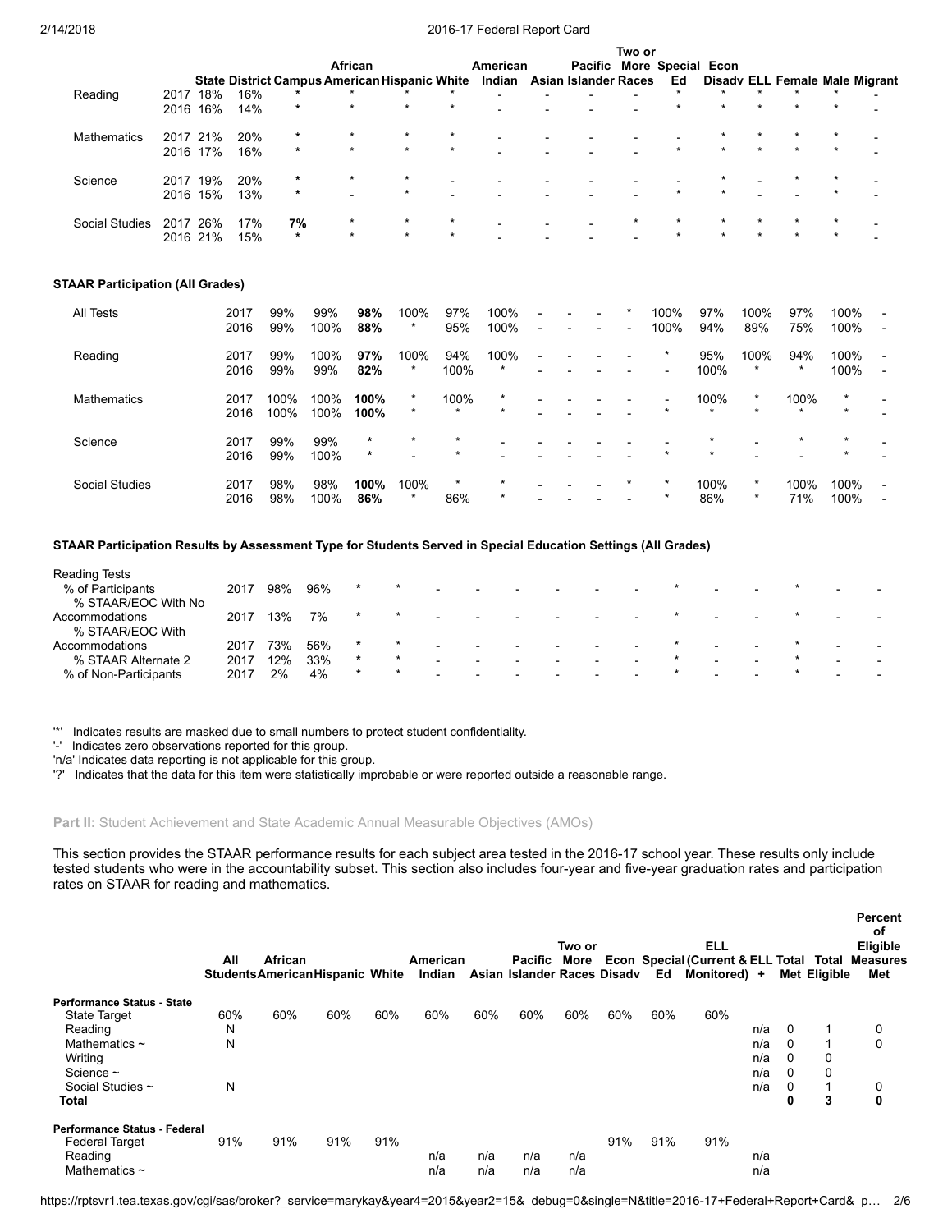| | | State | District | Campus | African American | Hispanic | White | American Indian | Asian | Pacific Islander | Two or More Races | Special Ed | Econ Disadv | ELL | Female | Male | Migrant |
|---|---|---|---|---|---|---|---|---|---|---|---|---|---|---|---|---|---|
| Reading | 2017 | 18% | 16% | * | * | * | * | - | - | - | - | * | * | * | * | * | - |
| | 2016 | 16% | 14% | * | * | * | * | - | - | - | - | * | * | * | * | * | - |
| Mathematics | 2017 | 21% | 20% | * | * | * | * | - | - | - | - | - | * | * | * | * | - |
| | 2016 | 17% | 16% | * | * | * | * | - | - | - | - | * | * | * | * | * | - |
| Science | 2017 | 19% | 20% | * | * | * | - | - | - | - | - | - | * | - | * | * | - |
| | 2016 | 15% | 13% | * | - | * | - | - | - | - | - | * | * | - | - | * | - |
| Social Studies | 2017 | 26% | 17% | **7%** | * | * | * | - | - | - | * | * | * | * | * | * | - |
| | 2016 | 21% | 15% | * | * | * | * | - | - | - | - | * | * | * | * | * | - |

**STAAR Participation (All Grades)**

| | | State | District | Campus | African American | Hispanic | White | American Indian | Asian | Pacific Islander | Two or More Races | Special Ed | Econ Disadv | ELL | Female | Male | Migrant |
|---|---|---|---|---|---|---|---|---|---|---|---|---|---|---|---|---|---|
| All Tests | 2017 | 99% | 99% | **98%** | 100% | 97% | 100% | - | - | - | * | 100% | 97% | 100% | 97% | 100% | - |
| | 2016 | 99% | 100% | **88%** | * | 95% | 100% | - | - | - | - | 100% | 94% | 89% | 75% | 100% | - |
| Reading | 2017 | 99% | 100% | **97%** | 100% | 94% | 100% | - | - | - | - | * | 95% | 100% | 94% | 100% | - |
| | 2016 | 99% | 99% | **82%** | * | 100% | * | - | - | - | - | - | 100% | * | * | 100% | - |
| Mathematics | 2017 | 100% | 100% | **100%** | * | 100% | * | - | - | - | - | - | 100% | * | 100% | * | - |
| | 2016 | 100% | 100% | **100%** | * | * | * | - | - | - | - | * | * | * | * | * | - |
| Science | 2017 | 99% | 99% | * | * | * | - | - | - | - | - | - | * | - | * | * | - |
| | 2016 | 99% | 100% | * | - | * | - | - | - | - | - | * | * | - | - | * | - |
| Social Studies | 2017 | 98% | 98% | **100%** | 100% | * | * | - | - | - | * | * | 100% | * | 100% | 100% | - |
| | 2016 | 98% | 100% | **86%** | * | 86% | * | - | - | - | - | * | 86% | * | 71% | 100% | - |

**STAAR Participation Results by Assessment Type for Students Served in Special Education Settings (All Grades)**

| | | State | District | Campus | African American | Hispanic | White | American Indian | Asian | Pacific Islander | Two or More Races | Special Ed | Econ Disadv | ELL | Female | Male | Migrant |
|---|---|---|---|---|---|---|---|---|---|---|---|---|---|---|---|---|---|
| Reading Tests | | | | | | | | | | | | | | | | | |
| % of Participants | 2017 | 98% | 96% | * | * | - | - | - | - | - | - | * | - | - | * | - | - |
| % STAAR/EOC With No Accommodations | 2017 | 13% | 7% | * | * | - | - | - | - | - | - | * | - | - | * | - | - |
| % STAAR/EOC With Accommodations | 2017 | 73% | 56% | * | * | - | - | - | - | - | - | * | - | - | * | - | - |
| % STAAR Alternate 2 | 2017 | 12% | 33% | * | * | - | - | - | - | - | - | * | - | - | * | - | - |
| % of Non-Participants | 2017 | 2% | 4% | * | * | - | - | - | - | - | - | * | - | - | * | - | - |

'*' Indicates results are masked due to small numbers to protect student confidentiality.
'-' Indicates zero observations reported for this group.
'n/a' Indicates data reporting is not applicable for this group.
'?' Indicates that the data for this item were statistically improbable or were reported outside a reasonable range.

**Part II:** Student Achievement and State Academic Annual Measurable Objectives (AMOs)

This section provides the STAAR performance results for each subject area tested in the 2016-17 school year. These results only include tested students who were in the accountability subset. This section also includes four-year and five-year graduation rates and participation rates on STAAR for reading and mathematics.

| | All Students | African American | Hispanic | White | American Indian | Asian | Pacific Islander | Two or More Races | Econ Disadv | Special Ed | ELL (Current & Monitored) + | ELL Total | Total Met | Total Eligible | Percent of Eligible Measures Met |
|---|---|---|---|---|---|---|---|---|---|---|---|---|---|---|---|
| **Performance Status - State** | | | | | | | | | | | | | | | |
| State Target | 60% | 60% | 60% | 60% | 60% | 60% | 60% | 60% | 60% | 60% | 60% | | | | |
| Reading | N | | | | | | | | | | | n/a | 0 | 1 | 0 |
| Mathematics ~ | N | | | | | | | | | | | n/a | 0 | 1 | 0 |
| Writing | | | | | | | | | | | | n/a | 0 | 0 | |
| Science ~ | | | | | | | | | | | | n/a | 0 | 0 | |
| Social Studies ~ | N | | | | | | | | | | | n/a | 0 | 1 | 0 |
| **Total** | | | | | | | | | | | | | **0** | **3** | **0** |
| **Performance Status - Federal** | | | | | | | | | | | | | | | |
| Federal Target | 91% | 91% | 91% | 91% | | | | | 91% | 91% | 91% | | | | |
| Reading | | | | | n/a | n/a | n/a | n/a | | | | n/a | | | |
| Mathematics ~ | | | | | n/a | n/a | n/a | n/a | | | | n/a | | | |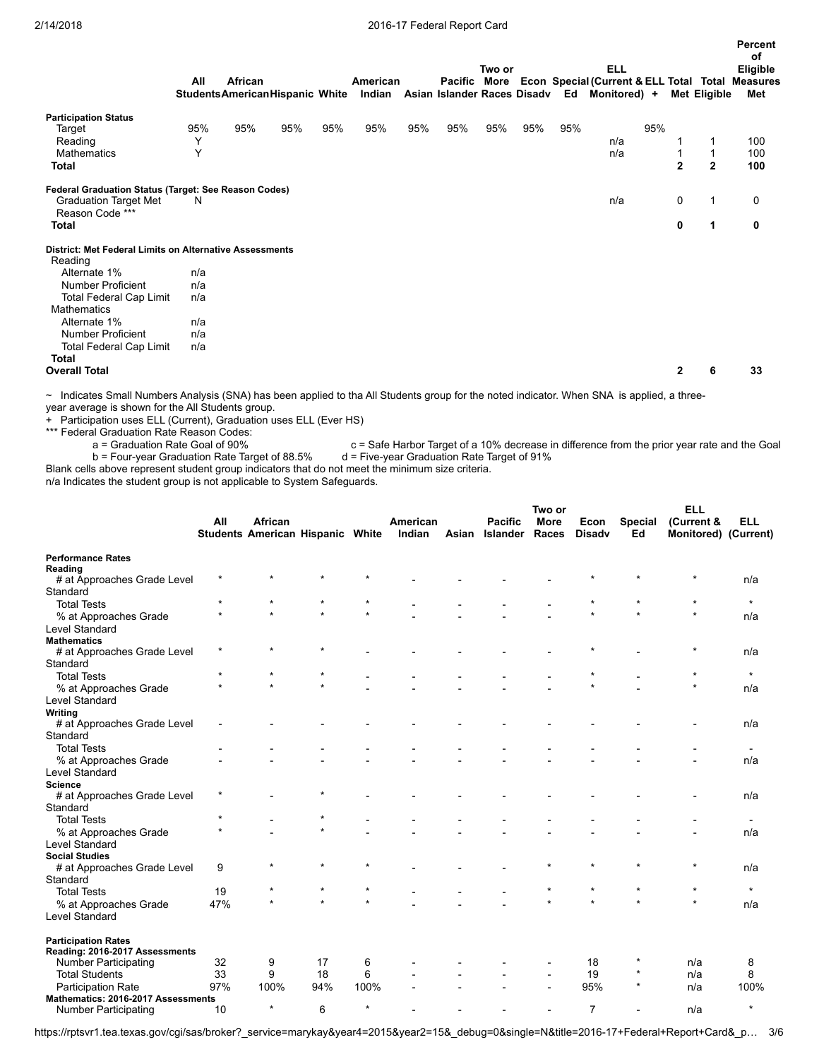| | All Students | African American | Hispanic | White | American Indian | Asian | Pacific Islander | Two or More Races | Econ Disadv | Special Ed | ELL (Current & Monitored) + | ELL Total Met | Total Eligible | Percent of Eligible Measures Met |
|---|---|---|---|---|---|---|---|---|---|---|---|---|---|---|
| **Participation Status** | | | | | | | | | | | | | | |
| Target | 95% | 95% | 95% | 95% | 95% | 95% | 95% | 95% | 95% | 95% | 95% | | | |
| Reading | Y | | | | | | | | | | n/a | 1 | 1 | 100 |
| Mathematics | Y | | | | | | | | | | n/a | 1 | 1 | 100 |
| **Total** | | | | | | | | | | | | **2** | **2** | **100** |
| **Federal Graduation Status (Target: See Reason Codes)** | | | | | | | | | | | | | | |
| Graduation Target Met | N | | | | | | | | | | n/a | 0 | 1 | 0 |
| Reason Code *** | | | | | | | | | | | | | | |
| **Total** | | | | | | | | | | | | **0** | **1** | **0** |
| **District: Met Federal Limits on Alternative Assessments** | | | | | | | | | | | | | | |
| Reading | | | | | | | | | | | | | | |
| Alternate 1% | n/a | | | | | | | | | | | | | |
| Number Proficient | n/a | | | | | | | | | | | | | |
| Total Federal Cap Limit | n/a | | | | | | | | | | | | | |
| Mathematics | | | | | | | | | | | | | | |
| Alternate 1% | n/a | | | | | | | | | | | | | |
| Number Proficient | n/a | | | | | | | | | | | | | |
| Total Federal Cap Limit | n/a | | | | | | | | | | | | | |
| **Total** | | | | | | | | | | | | | | |
| **Overall Total** | | | | | | | | | | | | **2** | **6** | **33** |

~ Indicates Small Numbers Analysis (SNA) has been applied to tha All Students group for the noted indicator. When SNA is applied, a three-year average is shown for the All Students group.

+ Participation uses ELL (Current), Graduation uses ELL (Ever HS)

*** Federal Graduation Rate Reason Codes:

a = Graduation Rate Goal of 90%
b = Four-year Graduation Rate Target of 88.5%
c = Safe Harbor Target of a 10% decrease in difference from the prior year rate and the Goal
d = Five-year Graduation Rate Target of 91%

Blank cells above represent student group indicators that do not meet the minimum size criteria.

n/a Indicates the student group is not applicable to System Safeguards.

| | All Students | African American | Hispanic | White | American Indian | Asian | Pacific Islander | Two or More Races | Econ Disadv | Special Ed | ELL (Current & Monitored) | ELL (Current) |
|---|---|---|---|---|---|---|---|---|---|---|---|---|
| **Performance Rates** | | | | | | | | | | | | |
| **Reading** | | | | | | | | | | | | |
| # at Approaches Grade Level Standard | * | * | * | * | - | - | - | - | * | * | * | n/a |
| Total Tests | * | * | * | * | - | - | - | - | * | * | * | * |
| % at Approaches Grade Level Standard | * | * | * | * | - | - | - | - | * | * | * | n/a |
| **Mathematics** | | | | | | | | | | | | |
| # at Approaches Grade Level Standard | * | * | * | - | - | - | - | - | * | - | * | n/a |
| Total Tests | * | * | * | - | - | - | - | - | * | - | * | * |
| % at Approaches Grade Level Standard | * | * | * | - | - | - | - | - | * | - | * | n/a |
| **Writing** | | | | | | | | | | | | |
| # at Approaches Grade Level Standard | - | - | - | - | - | - | - | - | - | - | - | n/a |
| Total Tests | - | - | - | - | - | - | - | - | - | - | - | - |
| % at Approaches Grade Level Standard | - | - | - | - | - | - | - | - | - | - | - | n/a |
| **Science** | | | | | | | | | | | | |
| # at Approaches Grade Level Standard | * | - | * | - | - | - | - | - | - | - | - | n/a |
| Total Tests | * | - | * | - | - | - | - | - | - | - | - | - |
| % at Approaches Grade Level Standard | * | - | * | - | - | - | - | - | - | - | - | n/a |
| **Social Studies** | | | | | | | | | | | | |
| # at Approaches Grade Level Standard | 9 | * | * | * | - | - | - | * | * | * | * | n/a |
| Total Tests | 19 | * | * | * | - | - | - | * | * | * | * | * |
| % at Approaches Grade Level Standard | 47% | * | * | * | - | - | - | * | * | * | * | n/a |
| **Participation Rates** | | | | | | | | | | | | |
| **Reading: 2016-2017 Assessments** | | | | | | | | | | | | |
| Number Participating | 32 | 9 | 17 | 6 | - | - | - | - | 18 | * | n/a | 8 |
| Total Students | 33 | 9 | 18 | 6 | - | - | - | - | 19 | * | n/a | 8 |
| Participation Rate | 97% | 100% | 94% | 100% | - | - | - | - | 95% | * | n/a | 100% |
| **Mathematics: 2016-2017 Assessments** | | | | | | | | | | | | |
| Number Participating | 10 | * | 6 | * | - | - | - | - | 7 | - | n/a | * |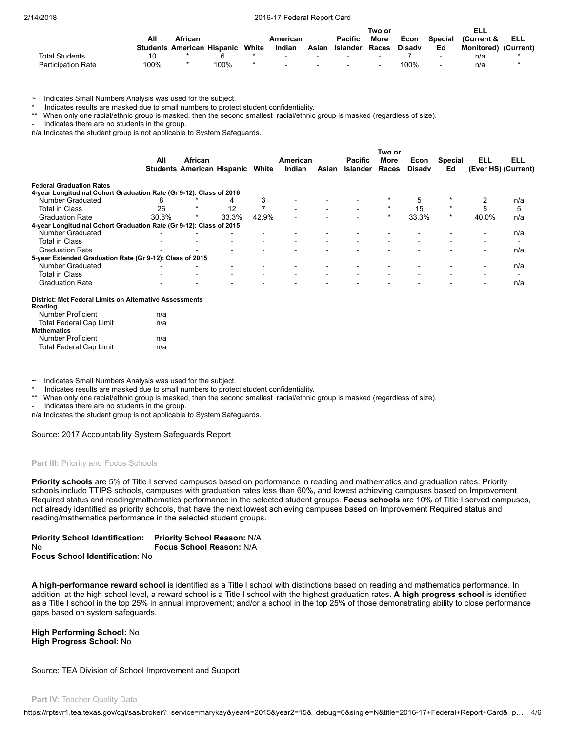| | All Students | African American | Hispanic | White | American Indian | Asian | Pacific Islander | Two or More Races | Econ Disadv | Special Ed | ELL (Current & Monitored) | ELL (Current) |
|---|---|---|---|---|---|---|---|---|---|---|---|---|
| Total Students | 10 | * | 6 | * | - | - | - | - | 7 | - | n/a | * |
| Participation Rate | 100% | * | 100% | * | - | - | - | - | 100% | - | n/a | * |

~ Indicates Small Numbers Analysis was used for the subject.
* Indicates results are masked due to small numbers to protect student confidentiality.
** When only one racial/ethnic group is masked, then the second smallest racial/ethnic group is masked (regardless of size).
- Indicates there are no students in the group.
n/a Indicates the student group is not applicable to System Safeguards.

| | All Students | African American | Hispanic | White | American Indian | Asian | Pacific Islander | Two or More Races | Econ Disadv | Special Ed | ELL (Ever HS) | ELL (Current) |
|---|---|---|---|---|---|---|---|---|---|---|---|---|
| **Federal Graduation Rates** | | | | | | | | | | | | |
| **4-year Longitudinal Cohort Graduation Rate (Gr 9-12): Class of 2016** | | | | | | | | | | | | |
| Number Graduated | 8 | * | 4 | 3 | - | - | - | * | 5 | * | 2 | n/a |
| Total in Class | 26 | * | 12 | 7 | - | - | - | * | 15 | * | 5 | 5 |
| Graduation Rate | 30.8% | * | 33.3% | 42.9% | - | - | - | * | 33.3% | * | 40.0% | n/a |
| **4-year Longitudinal Cohort Graduation Rate (Gr 9-12): Class of 2015** | | | | | | | | | | | | |
| Number Graduated | - | - | - | - | - | - | - | - | - | - | - | n/a |
| Total in Class | - | - | - | - | - | - | - | - | - | - | - | - |
| Graduation Rate | - | - | - | - | - | - | - | - | - | - | - | n/a |
| **5-year Extended Graduation Rate (Gr 9-12): Class of 2015** | | | | | | | | | | | | |
| Number Graduated | - | - | - | - | - | - | - | - | - | - | - | n/a |
| Total in Class | - | - | - | - | - | - | - | - | - | - | - | - |
| Graduation Rate | - | - | - | - | - | - | - | - | - | - | - | n/a |

**District: Met Federal Limits on Alternative Assessments**

| | |
|---|---|
| **Reading** | |
| Number Proficient | n/a |
| Total Federal Cap Limit | n/a |
| **Mathematics** | |
| Number Proficient | n/a |
| Total Federal Cap Limit | n/a |

~ Indicates Small Numbers Analysis was used for the subject.
* Indicates results are masked due to small numbers to protect student confidentiality.
** When only one racial/ethnic group is masked, then the second smallest racial/ethnic group is masked (regardless of size).
- Indicates there are no students in the group.
n/a Indicates the student group is not applicable to System Safeguards.

Source: 2017 Accountability System Safeguards Report

## Part III: Priority and Focus Schools

**Priority schools** are 5% of Title I served campuses based on performance in reading and mathematics and graduation rates. Priority schools include TTIPS schools, campuses with graduation rates less than 60%, and lowest achieving campuses based on Improvement Required status and reading/mathematics performance in the selected student groups. **Focus schools** are 10% of Title I served campuses, not already identified as priority schools, that have the next lowest achieving campuses based on Improvement Required status and reading/mathematics performance in the selected student groups.

**Priority School Identification:** No
**Priority School Reason:** N/A
**Focus School Reason:** N/A
**Focus School Identification:** No

**A high-performance reward school** is identified as a Title I school with distinctions based on reading and mathematics performance. In addition, at the high school level, a reward school is a Title I school with the highest graduation rates. **A high progress school** is identified as a Title I school in the top 25% in annual improvement; and/or a school in the top 25% of those demonstrating ability to close performance gaps based on system safeguards.

**High Performing School:** No
**High Progress School:** No

Source: TEA Division of School Improvement and Support

## Part IV: Teacher Quality Data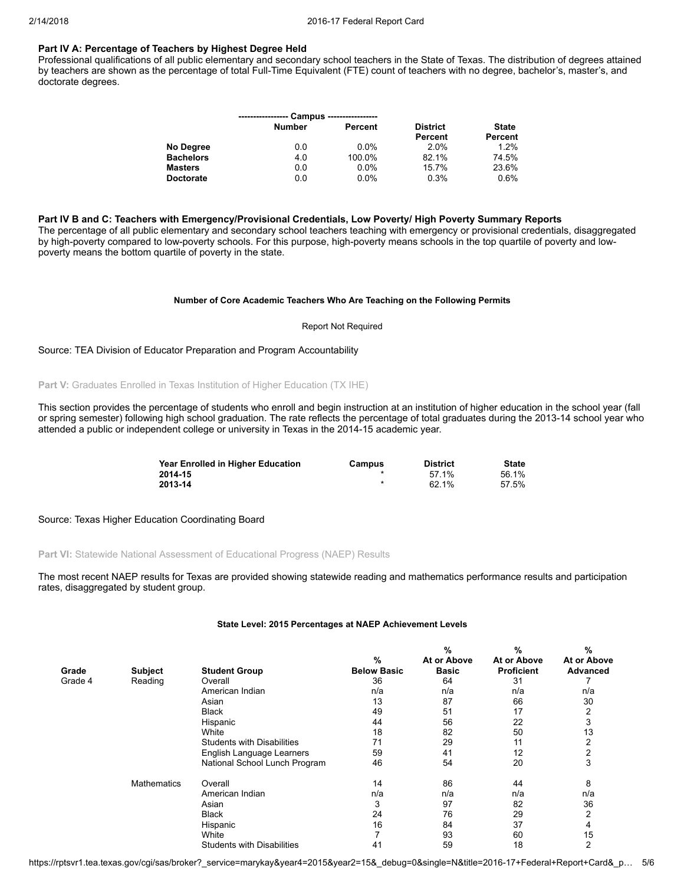### Part IV A: Percentage of Teachers by Highest Degree Held

Professional qualifications of all public elementary and secondary school teachers in the State of Texas. The distribution of degrees attained by teachers are shown as the percentage of total Full-Time Equivalent (FTE) count of teachers with no degree, bachelor's, master's, and doctorate degrees.

| | Campus | | | |
|---|---|---|---|---|
| | **Number** | **Percent** | **District Percent** | **State Percent** |
| **No Degree** | 0.0 | 0.0% | 2.0% | 1.2% |
| **Bachelors** | 4.0 | 100.0% | 82.1% | 74.5% |
| **Masters** | 0.0 | 0.0% | 15.7% | 23.6% |
| **Doctorate** | 0.0 | 0.0% | 0.3% | 0.6% |

### Part IV B and C: Teachers with Emergency/Provisional Credentials, Low Poverty/ High Poverty Summary Reports

The percentage of all public elementary and secondary school teachers teaching with emergency or provisional credentials, disaggregated by high-poverty compared to low-poverty schools. For this purpose, high-poverty means schools in the top quartile of poverty and low-poverty means the bottom quartile of poverty in the state.

**Number of Core Academic Teachers Who Are Teaching on the Following Permits**

Report Not Required

Source: TEA Division of Educator Preparation and Program Accountability

**Part V:** Graduates Enrolled in Texas Institution of Higher Education (TX IHE)

This section provides the percentage of students who enroll and begin instruction at an institution of higher education in the school year (fall or spring semester) following high school graduation. The rate reflects the percentage of total graduates during the 2013-14 school year who attended a public or independent college or university in Texas in the 2014-15 academic year.

| Year Enrolled in Higher Education | Campus | District | State |
|---|---|---|---|
| 2014-15 | * | 57.1% | 56.1% |
| 2013-14 | * | 62.1% | 57.5% |

Source: Texas Higher Education Coordinating Board

**Part VI:** Statewide National Assessment of Educational Progress (NAEP) Results

The most recent NAEP results for Texas are provided showing statewide reading and mathematics performance results and participation rates, disaggregated by student group.

**State Level: 2015 Percentages at NAEP Achievement Levels**

| Grade | Subject | Student Group | % Below Basic | % At or Above Basic | % At or Above Proficient | % At or Above Advanced |
|---|---|---|---|---|---|---|
| Grade 4 | Reading | Overall | 36 | 64 | 31 | 7 |
| | | American Indian | n/a | n/a | n/a | n/a |
| | | Asian | 13 | 87 | 66 | 30 |
| | | Black | 49 | 51 | 17 | 2 |
| | | Hispanic | 44 | 56 | 22 | 3 |
| | | White | 18 | 82 | 50 | 13 |
| | | Students with Disabilities | 71 | 29 | 11 | 2 |
| | | English Language Learners | 59 | 41 | 12 | 2 |
| | | National School Lunch Program | 46 | 54 | 20 | 3 |
| | Mathematics | Overall | 14 | 86 | 44 | 8 |
| | | American Indian | n/a | n/a | n/a | n/a |
| | | Asian | 3 | 97 | 82 | 36 |
| | | Black | 24 | 76 | 29 | 2 |
| | | Hispanic | 16 | 84 | 37 | 4 |
| | | White | 7 | 93 | 60 | 15 |
| | | Students with Disabilities | 41 | 59 | 18 | 2 |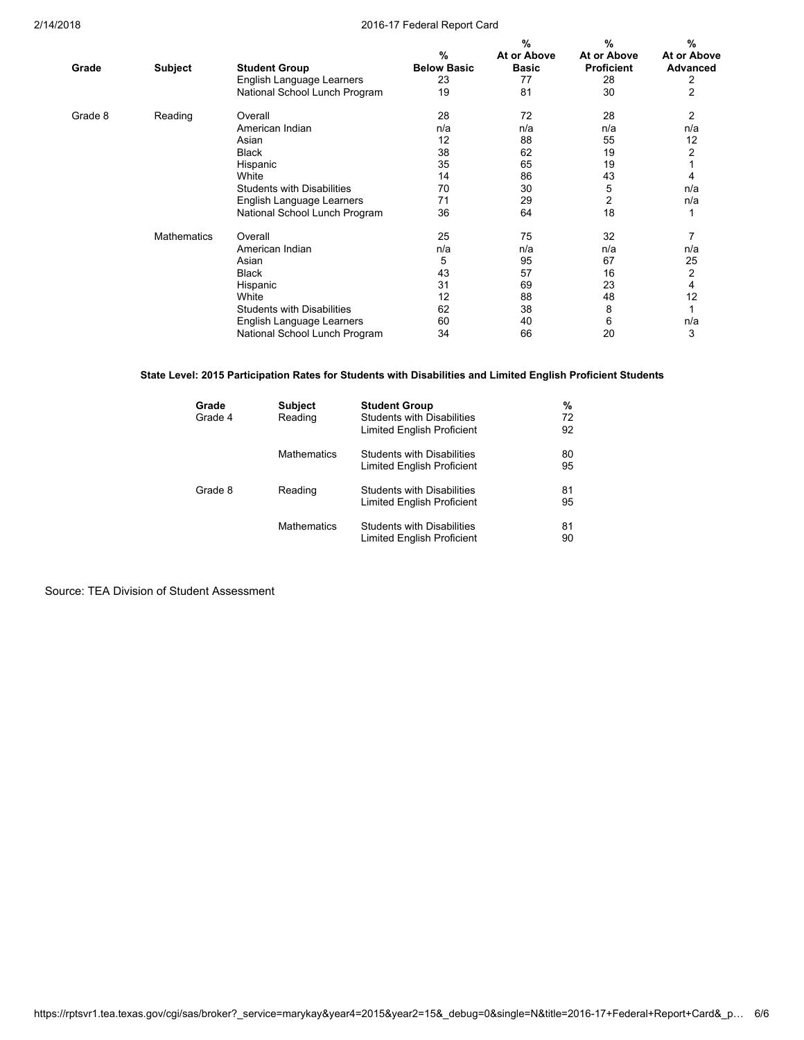| Grade | Subject | Student Group | % Below Basic | % At or Above Basic | % At or Above Proficient | % At or Above Advanced |
|---|---|---|---|---|---|---|
| | | English Language Learners | 23 | 77 | 28 | 2 |
| | | National School Lunch Program | 19 | 81 | 30 | 2 |
| Grade 8 | Reading | Overall | 28 | 72 | 28 | 2 |
| | | American Indian | n/a | n/a | n/a | n/a |
| | | Asian | 12 | 88 | 55 | 12 |
| | | Black | 38 | 62 | 19 | 2 |
| | | Hispanic | 35 | 65 | 19 | 1 |
| | | White | 14 | 86 | 43 | 4 |
| | | Students with Disabilities | 70 | 30 | 5 | n/a |
| | | English Language Learners | 71 | 29 | 2 | n/a |
| | | National School Lunch Program | 36 | 64 | 18 | 1 |
| | Mathematics | Overall | 25 | 75 | 32 | 7 |
| | | American Indian | n/a | n/a | n/a | n/a |
| | | Asian | 5 | 95 | 67 | 25 |
| | | Black | 43 | 57 | 16 | 2 |
| | | Hispanic | 31 | 69 | 23 | 4 |
| | | White | 12 | 88 | 48 | 12 |
| | | Students with Disabilities | 62 | 38 | 8 | 1 |
| | | English Language Learners | 60 | 40 | 6 | n/a |
| | | National School Lunch Program | 34 | 66 | 20 | 3 |

**State Level: 2015 Participation Rates for Students with Disabilities and Limited English Proficient Students**

| Grade | Subject | Student Group | % |
|---|---|---|---|
| Grade 4 | Reading | Students with Disabilities | 72 |
| | | Limited English Proficient | 92 |
| | Mathematics | Students with Disabilities | 80 |
| | | Limited English Proficient | 95 |
| Grade 8 | Reading | Students with Disabilities | 81 |
| | | Limited English Proficient | 95 |
| | Mathematics | Students with Disabilities | 81 |
| | | Limited English Proficient | 90 |

Source: TEA Division of Student Assessment